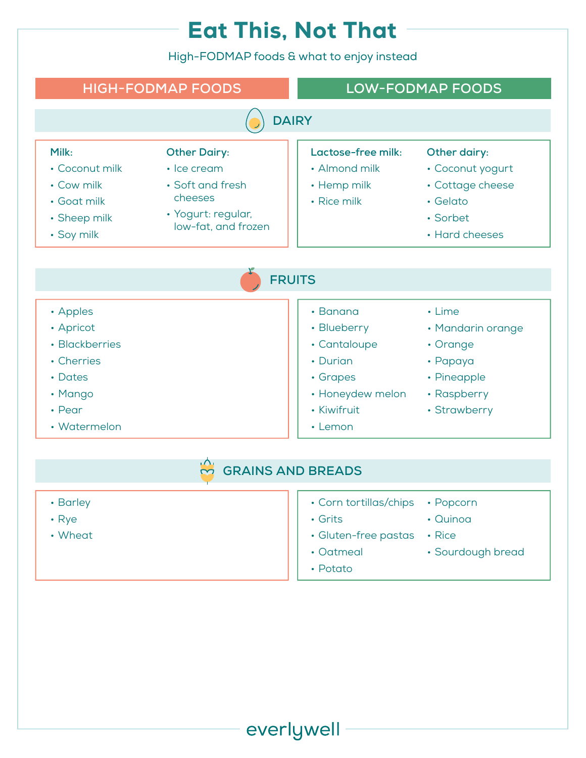# Eat This, Not That

High-FODMAP foods & what to enjoy instead

## DAIRY

### HIGH-FODMAP FOODS

**Milk:**

- Coconut milk
- Cow milk
- Goat milk
- Sheep milk
- Soy milk

**Other Dairy:**

- Ice cream
- Soft and fresh cheeses
- Yogurt: regular, low-fat, and frozen

### LOW-FODMAP FOODS

**Lactose-free milk:**

- Almond milk
- Hemp milk
- Rice milk

**Other dairy:**

- Coconut yogurt
- Cottage cheese
- Gelato
- Sorbet
- Hard cheeses

## FRUITS

### HIGH-FODMAP FOODS

- Apples
- Apricot
- Blackberries
- Cherries
- Dates
- Mango
- Pear
- Watermelon

### LOW-FODMAP FOODS

- Banana
- Blueberry
- Cantaloupe
- Durian
- Grapes
- Honeydew melon
- Kiwifruit
- Lemon
- Lime
- Mandarin orange
- Orange
- Papaya
- Pineapple
- Raspberry
- Strawberry

## GRAINS AND BREADS

### HIGH-FODMAP FOODS

- Barley
- Rye
- Wheat

### LOW-FODMAP FOODS

- Corn tortillas/chips
- Grits
- Gluten-free pastas
- Oatmeal
- Potato
- Popcorn
- Quinoa
- Rice
- Sourdough bread

everlywell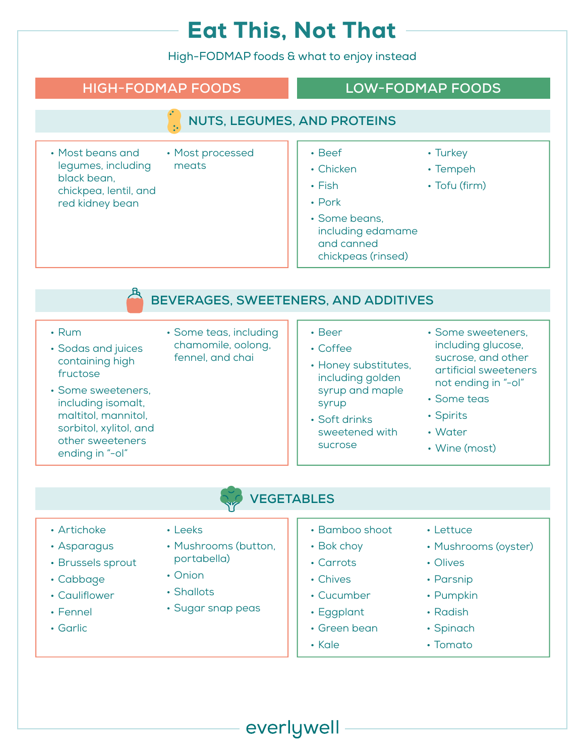# Eat This, Not That

High-FODMAP foods & what to enjoy instead

| HIGH-FODMAP FOODS | LOW-FODMAP FOODS |
| --- | --- |
| **NUTS, LEGUMES, AND PROTEINS** | |
| • Most beans and legumes, including black bean, chickpea, lentil, and red kidney bean<br>• Most processed meats | • Beef<br>• Chicken<br>• Fish<br>• Pork<br>• Some beans, including edamame and canned chickpeas (rinsed)<br>• Turkey<br>• Tempeh<br>• Tofu (firm) |
| **BEVERAGES, SWEETENERS, AND ADDITIVES** | |
| • Rum<br>• Sodas and juices containing high fructose<br>• Some sweeteners, including isomalt, maltitol, mannitol, sorbitol, xylitol, and other sweeteners ending in "-ol"<br>• Some teas, including chamomile, oolong, fennel, and chai | • Beer<br>• Coffee<br>• Honey substitutes, including golden syrup and maple syrup<br>• Soft drinks sweetened with sucrose<br>• Some sweeteners, including glucose, sucrose, and other artificial sweeteners not ending in "-ol"<br>• Some teas<br>• Spirits<br>• Water<br>• Wine (most) |
| **VEGETABLES** | |
| • Artichoke<br>• Asparagus<br>• Brussels sprout<br>• Cabbage<br>• Cauliflower<br>• Fennel<br>• Garlic<br>• Leeks<br>• Mushrooms (button, portabella)<br>• Onion<br>• Shallots<br>• Sugar snap peas | • Bamboo shoot<br>• Bok choy<br>• Carrots<br>• Chives<br>• Cucumber<br>• Eggplant<br>• Green bean<br>• Kale<br>• Lettuce<br>• Mushrooms (oyster)<br>• Olives<br>• Parsnip<br>• Pumpkin<br>• Radish<br>• Spinach<br>• Tomato |

everlywell